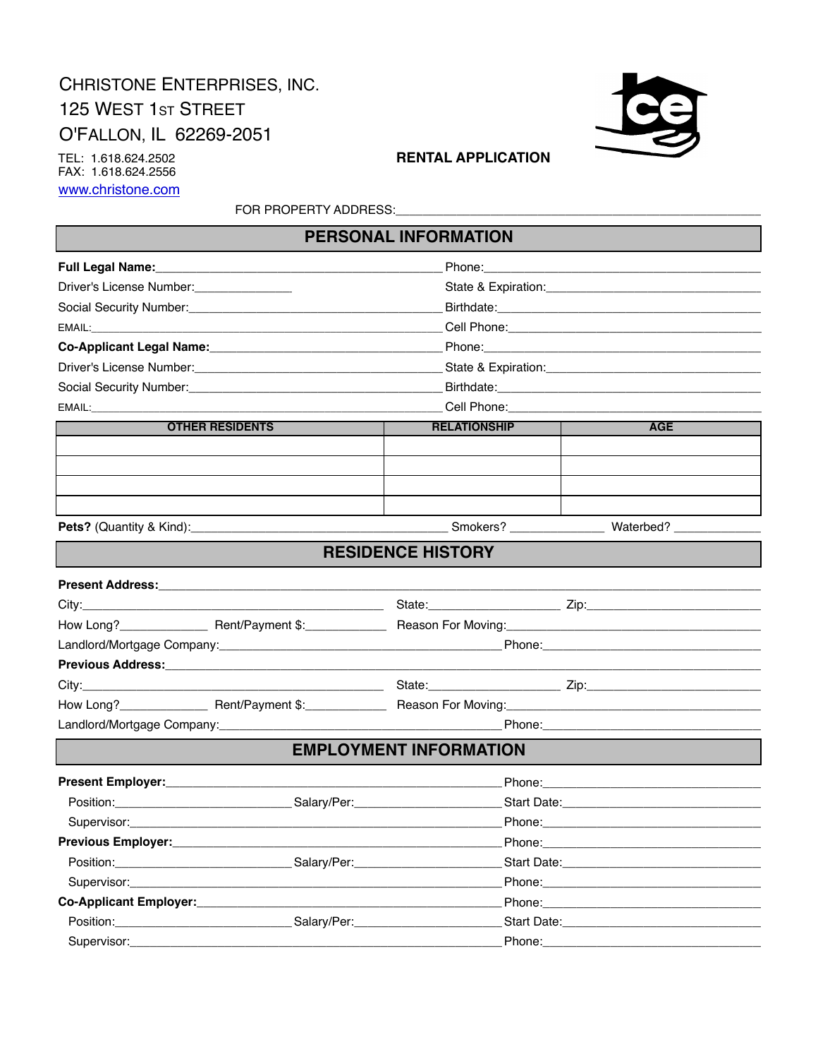CHRISTONE ENTERPRISES, INC.
125 WEST 1ST STREET
O'FALLON, IL 62269-2051

TEL: 1.618.624.2502
FAX: 1.618.624.2556
www.christone.com

**RENTAL APPLICATION**

FOR PROPERTY ADDRESS:______________________________________________________

## PERSONAL INFORMATION

**Full Legal Name:**_______________________________________ Phone:_______________________________________

Driver's License Number:______________ State & Expiration:________________________________

Social Security Number:____________________________________ Birthdate:_______________________________________

EMAIL:____________________________________________________ Cell Phone:_______________________________________

**Co-Applicant Legal Name:**__________________________________ Phone:_______________________________________

Driver's License Number:____________________________________ State & Expiration:________________________________

Social Security Number:____________________________________ Birthdate:_______________________________________

EMAIL:____________________________________________________ Cell Phone:_______________________________________

| OTHER RESIDENTS | RELATIONSHIP | AGE |
|---|---|---|
| | | |
| | | |
| | | |
| | | |

**Pets?** (Quantity & Kind):____________________________________ Smokers? ______________ Waterbed? _____________

## RESIDENCE HISTORY

**Present Address:**_______________________________________________________________________________________

City:_____________________________________________ State:___________________ Zip:__________________________

How Long?_____________ Rent/Payment $:____________ Reason For Moving:_______________________________________

Landlord/Mortgage Company:__________________________________________ Phone:_________________________________

**Previous Address:**_______________________________________________________________________________________

City:_____________________________________________ State:___________________ Zip:__________________________

How Long?_____________ Rent/Payment $:____________ Reason For Moving:_______________________________________

Landlord/Mortgage Company:__________________________________________ Phone:_________________________________

## EMPLOYMENT INFORMATION

**Present Employer:**____________________________________________________ Phone:_________________________________

Position:_________________________ Salary/Per:______________________ Start Date:_____________________________

Supervisor:______________________________________________________ Phone:_________________________________

**Previous Employer:**___________________________________________________ Phone:_________________________________

Position:_________________________ Salary/Per:______________________ Start Date:_____________________________

Supervisor:______________________________________________________ Phone:_________________________________

**Co-Applicant Employer:**________________________________________________ Phone:_________________________________

Position:_________________________ Salary/Per:______________________ Start Date:_____________________________

Supervisor:______________________________________________________ Phone:_________________________________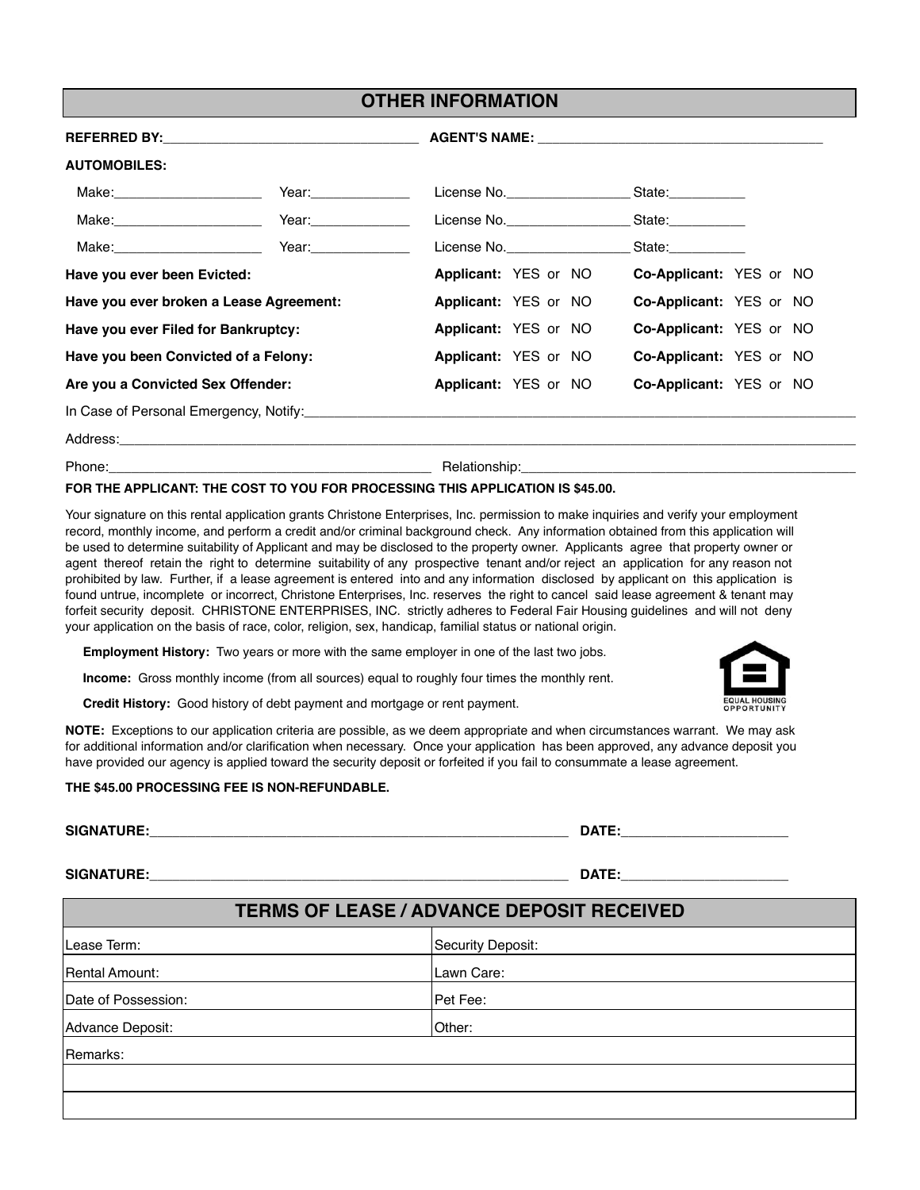## OTHER INFORMATION

**REFERRED BY:**________________________________ **AGENT'S NAME:** ___________________________________

**AUTOMOBILES:**

Make:__________________ Year:____________ License No._______________ State:_________

Make:__________________ Year:____________ License No._______________ State:_________

Make:__________________ Year:____________ License No._______________ State:_________

| | | |
|---|---|---|
| **Have you ever been Evicted:** | **Applicant:** YES or NO | **Co-Applicant:** YES or NO |
| **Have you ever broken a Lease Agreement:** | **Applicant:** YES or NO | **Co-Applicant:** YES or NO |
| **Have you ever Filed for Bankruptcy:** | **Applicant:** YES or NO | **Co-Applicant:** YES or NO |
| **Have you been Convicted of a Felony:** | **Applicant:** YES or NO | **Co-Applicant:** YES or NO |
| **Are you a Convicted Sex Offender:** | **Applicant:** YES or NO | **Co-Applicant:** YES or NO |

In Case of Personal Emergency, Notify:___________________________________________________________

Address:_______________________________________________________________________________

Phone:________________________________________ Relationship:__________________________________

**FOR THE APPLICANT: THE COST TO YOU FOR PROCESSING THIS APPLICATION IS $45.00.**

Your signature on this rental application grants Christone Enterprises, Inc. permission to make inquiries and verify your employment record, monthly income, and perform a credit and/or criminal background check. Any information obtained from this application will be used to determine suitability of Applicant and may be disclosed to the property owner. Applicants agree that property owner or agent thereof retain the right to determine suitability of any prospective tenant and/or reject an application for any reason not prohibited by law. Further, if a lease agreement is entered into and any information disclosed by applicant on this application is found untrue, incomplete or incorrect, Christone Enterprises, Inc. reserves the right to cancel said lease agreement & tenant may forfeit security deposit. CHRISTONE ENTERPRISES, INC. strictly adheres to Federal Fair Housing guidelines and will not deny your application on the basis of race, color, religion, sex, handicap, familial status or national origin.

**Employment History:** Two years or more with the same employer in one of the last two jobs.

**Income:** Gross monthly income (from all sources) equal to roughly four times the monthly rent.

**Credit History:** Good history of debt payment and mortgage or rent payment.

EQUAL HOUSING OPPORTUNITY

**NOTE:** Exceptions to our application criteria are possible, as we deem appropriate and when circumstances warrant. We may ask for additional information and/or clarification when necessary. Once your application has been approved, any advance deposit you have provided our agency is applied toward the security deposit or forfeited if you fail to consummate a lease agreement.

**THE $45.00 PROCESSING FEE IS NON-REFUNDABLE.**

**SIGNATURE:**_______________________________________________ **DATE:**__________________

**SIGNATURE:**_______________________________________________ **DATE:**__________________

## TERMS OF LEASE / ADVANCE DEPOSIT RECEIVED

| | |
|---|---|
| Lease Term: | Security Deposit: |
| Rental Amount: | Lawn Care: |
| Date of Possession: | Pet Fee: |
| Advance Deposit: | Other: |
| Remarks: | |
| | |
| | |